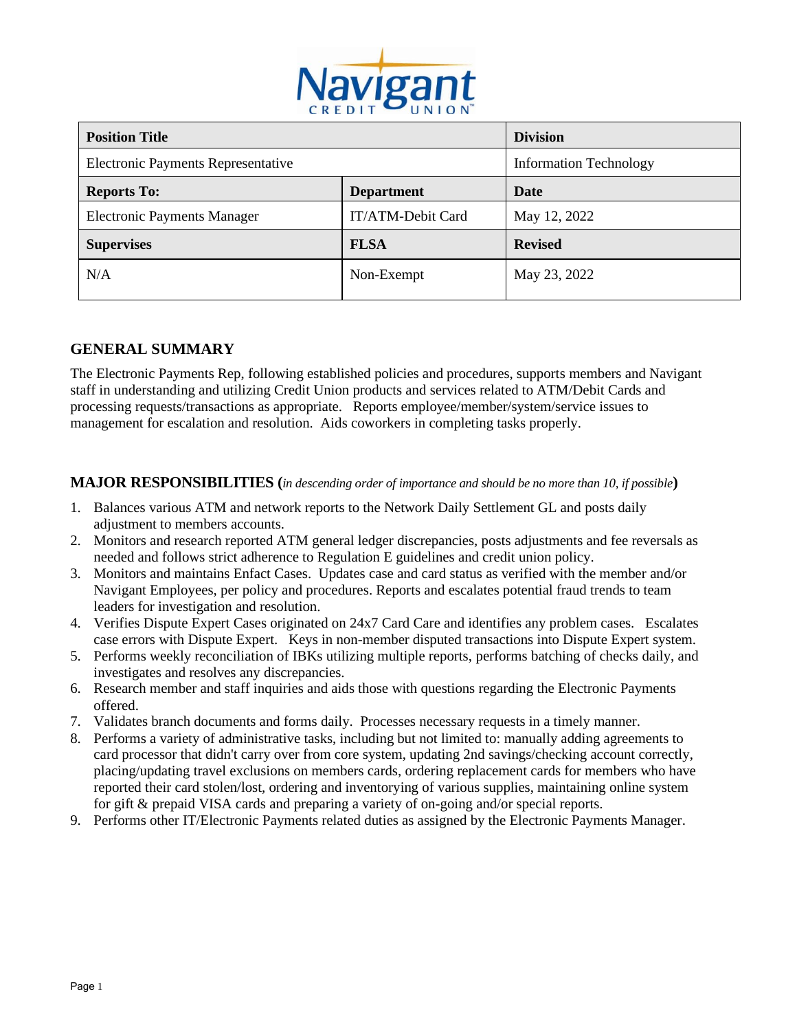Navigant CREDIT UNION

| | | |
|---|---|---|
| **Position Title** | | **Division** |
| Electronic Payments Representative | | Information Technology |
| **Reports To:** | **Department** | **Date** |
| Electronic Payments Manager | IT/ATM-Debit Card | May 12, 2022 |
| **Supervises** | **FLSA** | **Revised** |
| N/A | Non-Exempt | May 23, 2022 |

## GENERAL SUMMARY

The Electronic Payments Rep, following established policies and procedures, supports members and Navigant staff in understanding and utilizing Credit Union products and services related to ATM/Debit Cards and processing requests/transactions as appropriate. Reports employee/member/system/service issues to management for escalation and resolution. Aids coworkers in completing tasks properly.

## MAJOR RESPONSIBILITIES (*in descending order of importance and should be no more than 10, if possible*)

1. Balances various ATM and network reports to the Network Daily Settlement GL and posts daily adjustment to members accounts.
2. Monitors and research reported ATM general ledger discrepancies, posts adjustments and fee reversals as needed and follows strict adherence to Regulation E guidelines and credit union policy.
3. Monitors and maintains Enfact Cases. Updates case and card status as verified with the member and/or Navigant Employees, per policy and procedures. Reports and escalates potential fraud trends to team leaders for investigation and resolution.
4. Verifies Dispute Expert Cases originated on 24x7 Card Care and identifies any problem cases. Escalates case errors with Dispute Expert. Keys in non-member disputed transactions into Dispute Expert system.
5. Performs weekly reconciliation of IBKs utilizing multiple reports, performs batching of checks daily, and investigates and resolves any discrepancies.
6. Research member and staff inquiries and aids those with questions regarding the Electronic Payments offered.
7. Validates branch documents and forms daily. Processes necessary requests in a timely manner.
8. Performs a variety of administrative tasks, including but not limited to: manually adding agreements to card processor that didn't carry over from core system, updating 2nd savings/checking account correctly, placing/updating travel exclusions on members cards, ordering replacement cards for members who have reported their card stolen/lost, ordering and inventorying of various supplies, maintaining online system for gift & prepaid VISA cards and preparing a variety of on-going and/or special reports.
9. Performs other IT/Electronic Payments related duties as assigned by the Electronic Payments Manager.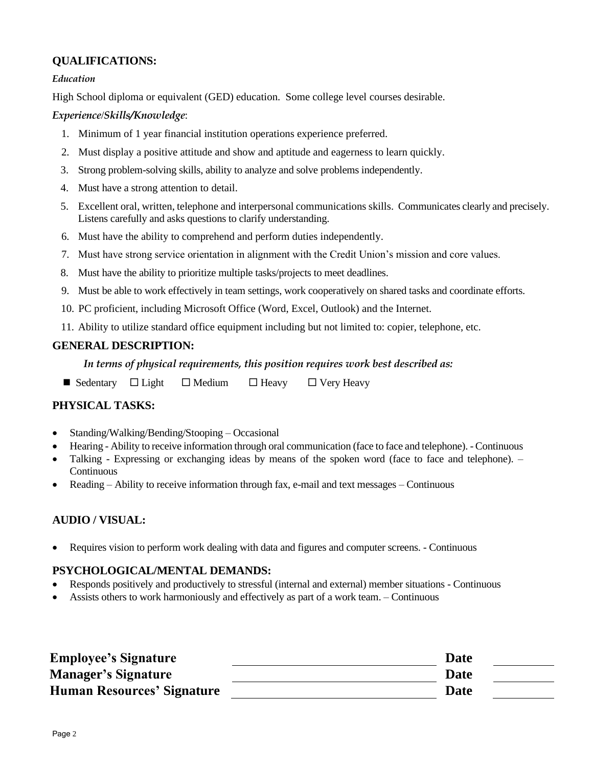## QUALIFICATIONS:

*Education*

High School diploma or equivalent (GED) education.  Some college level courses desirable.

*Experience/Skills/Knowledge*:

1. Minimum of 1 year financial institution operations experience preferred.
2. Must display a positive attitude and show and aptitude and eagerness to learn quickly.
3. Strong problem-solving skills, ability to analyze and solve problems independently.
4. Must have a strong attention to detail.
5. Excellent oral, written, telephone and interpersonal communications skills.  Communicates clearly and precisely. Listens carefully and asks questions to clarify understanding.
6. Must have the ability to comprehend and perform duties independently.
7. Must have strong service orientation in alignment with the Credit Union's mission and core values.
8. Must have the ability to prioritize multiple tasks/projects to meet deadlines.
9. Must be able to work effectively in team settings, work cooperatively on shared tasks and coordinate efforts.
10. PC proficient, including Microsoft Office (Word, Excel, Outlook) and the Internet.
11. Ability to utilize standard office equipment including but not limited to: copier, telephone, etc.

## GENERAL DESCRIPTION:

*In terms of physical requirements, this position requires work best described as:*

■ Sedentary ☐ Light ☐ Medium ☐ Heavy ☐ Very Heavy

## PHYSICAL TASKS:

- Standing/Walking/Bending/Stooping – Occasional
- Hearing - Ability to receive information through oral communication (face to face and telephone). - Continuous
- Talking - Expressing or exchanging ideas by means of the spoken word (face to face and telephone). – Continuous
- Reading – Ability to receive information through fax, e-mail and text messages – Continuous

## AUDIO / VISUAL:

- Requires vision to perform work dealing with data and figures and computer screens. - Continuous

## PSYCHOLOGICAL/MENTAL DEMANDS:

- Responds positively and productively to stressful (internal and external) member situations - Continuous
- Assists others to work harmoniously and effectively as part of a work team. – Continuous

**Employee's Signature** ______________________ **Date** __________

**Manager's Signature** ______________________ **Date** __________

**Human Resources' Signature** ______________________ **Date** __________